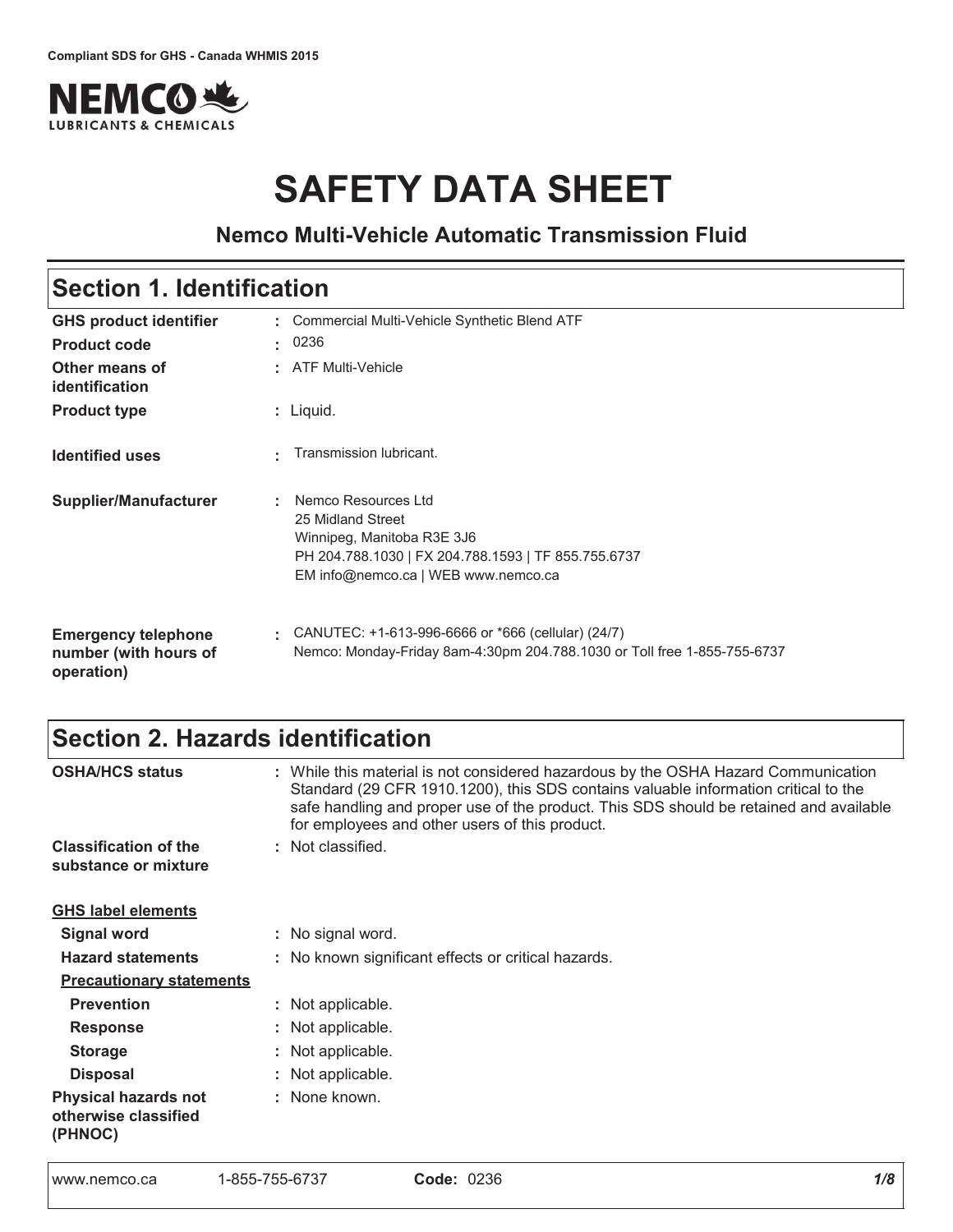Compliant SDS for GHS - Canada WHMIS 2015

# SAFETY DATA SHEET

### Nemco Multi-Vehicle Automatic Transmission Fluid

## Section 1. Identification

| | |
|---|---|
| **GHS product identifier** | : Commercial Multi-Vehicle Synthetic Blend ATF |
| **Product code** | : 0236 |
| **Other means of identification** | : ATF Multi-Vehicle |
| **Product type** | : Liquid. |
| **Identified uses** | : Transmission lubricant. |
| **Supplier/Manufacturer** | : Nemco Resources Ltd<br>25 Midland Street<br>Winnipeg, Manitoba R3E 3J6<br>PH 204.788.1030 \| FX 204.788.1593 \| TF 855.755.6737<br>EM info@nemco.ca \| WEB www.nemco.ca |
| **Emergency telephone number (with hours of operation)** | : CANUTEC: +1-613-996-6666 or *666 (cellular) (24/7)<br>Nemco: Monday-Friday 8am-4:30pm 204.788.1030 or Toll free 1-855-755-6737 |

## Section 2. Hazards identification

| | |
|---|---|
| **OSHA/HCS status** | : While this material is not considered hazardous by the OSHA Hazard Communication Standard (29 CFR 1910.1200), this SDS contains valuable information critical to the safe handling and proper use of the product. This SDS should be retained and available for employees and other users of this product. |
| **Classification of the substance or mixture** | : Not classified. |

**GHS label elements**

| | |
|---|---|
| **Signal word** | : No signal word. |
| **Hazard statements** | : No known significant effects or critical hazards. |

**Precautionary statements**

| | |
|---|---|
| **Prevention** | : Not applicable. |
| **Response** | : Not applicable. |
| **Storage** | : Not applicable. |
| **Disposal** | : Not applicable. |
| **Physical hazards not otherwise classified (PHNOC)** | : None known. |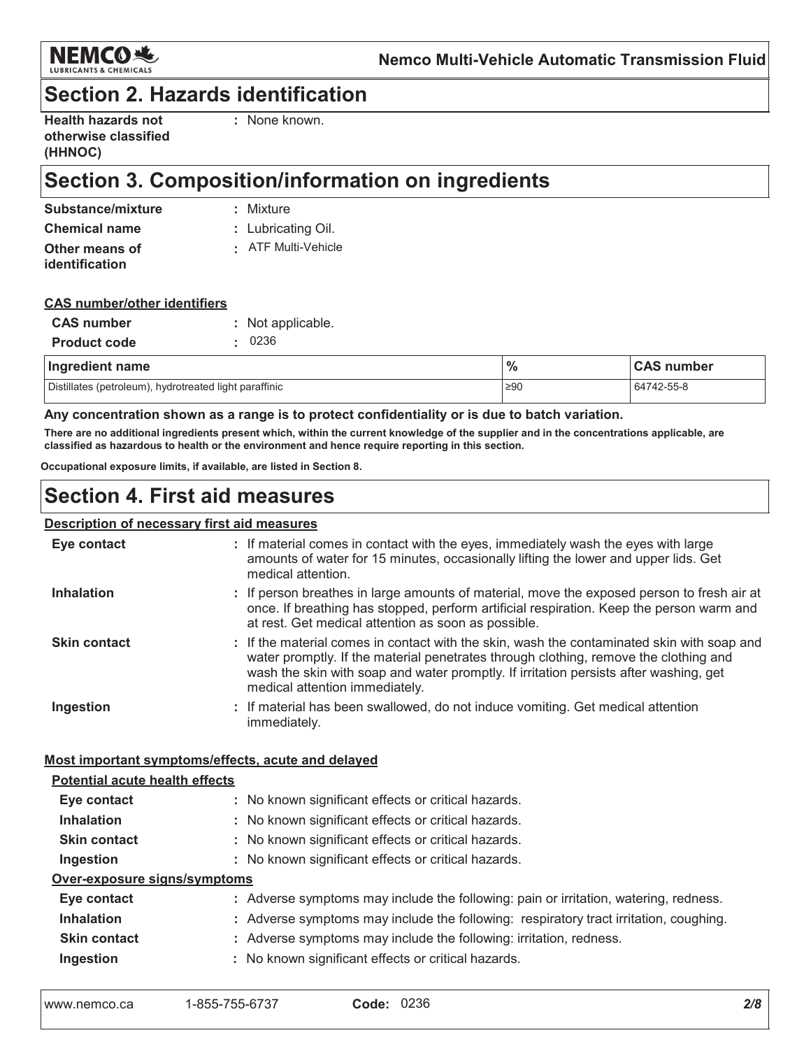## Section 2. Hazards identification

| | |
|---|---|
| **Health hazards not otherwise classified (HHNOC)** | : None known. |

## Section 3. Composition/information on ingredients

| | |
|---|---|
| **Substance/mixture** | : Mixture |
| **Chemical name** | : Lubricating Oil. |
| **Other means of identification** | : ATF Multi-Vehicle |

**CAS number/other identifiers**

| | |
|---|---|
| **CAS number** | : Not applicable. |
| **Product code** | : 0236 |

| Ingredient name | % | CAS number |
|---|---|---|
| Distillates (petroleum), hydrotreated light paraffinic | ≥90 | 64742-55-8 |

**Any concentration shown as a range is to protect confidentiality or is due to batch variation.**

**There are no additional ingredients present which, within the current knowledge of the supplier and in the concentrations applicable, are classified as hazardous to health or the environment and hence require reporting in this section.**

**Occupational exposure limits, if available, are listed in Section 8.**

## Section 4. First aid measures

**Description of necessary first aid measures**

| | |
|---|---|
| **Eye contact** | : If material comes in contact with the eyes, immediately wash the eyes with large amounts of water for 15 minutes, occasionally lifting the lower and upper lids. Get medical attention. |
| **Inhalation** | : If person breathes in large amounts of material, move the exposed person to fresh air at once. If breathing has stopped, perform artificial respiration. Keep the person warm and at rest. Get medical attention as soon as possible. |
| **Skin contact** | : If the material comes in contact with the skin, wash the contaminated skin with soap and water promptly. If the material penetrates through clothing, remove the clothing and wash the skin with soap and water promptly. If irritation persists after washing, get medical attention immediately. |
| **Ingestion** | : If material has been swallowed, do not induce vomiting. Get medical attention immediately. |

**Most important symptoms/effects, acute and delayed**

**Potential acute health effects**

| | |
|---|---|
| **Eye contact** | : No known significant effects or critical hazards. |
| **Inhalation** | : No known significant effects or critical hazards. |
| **Skin contact** | : No known significant effects or critical hazards. |
| **Ingestion** | : No known significant effects or critical hazards. |

**Over-exposure signs/symptoms**

| | |
|---|---|
| **Eye contact** | : Adverse symptoms may include the following: pain or irritation, watering, redness. |
| **Inhalation** | : Adverse symptoms may include the following: respiratory tract irritation, coughing. |
| **Skin contact** | : Adverse symptoms may include the following: irritation, redness. |
| **Ingestion** | : No known significant effects or critical hazards. |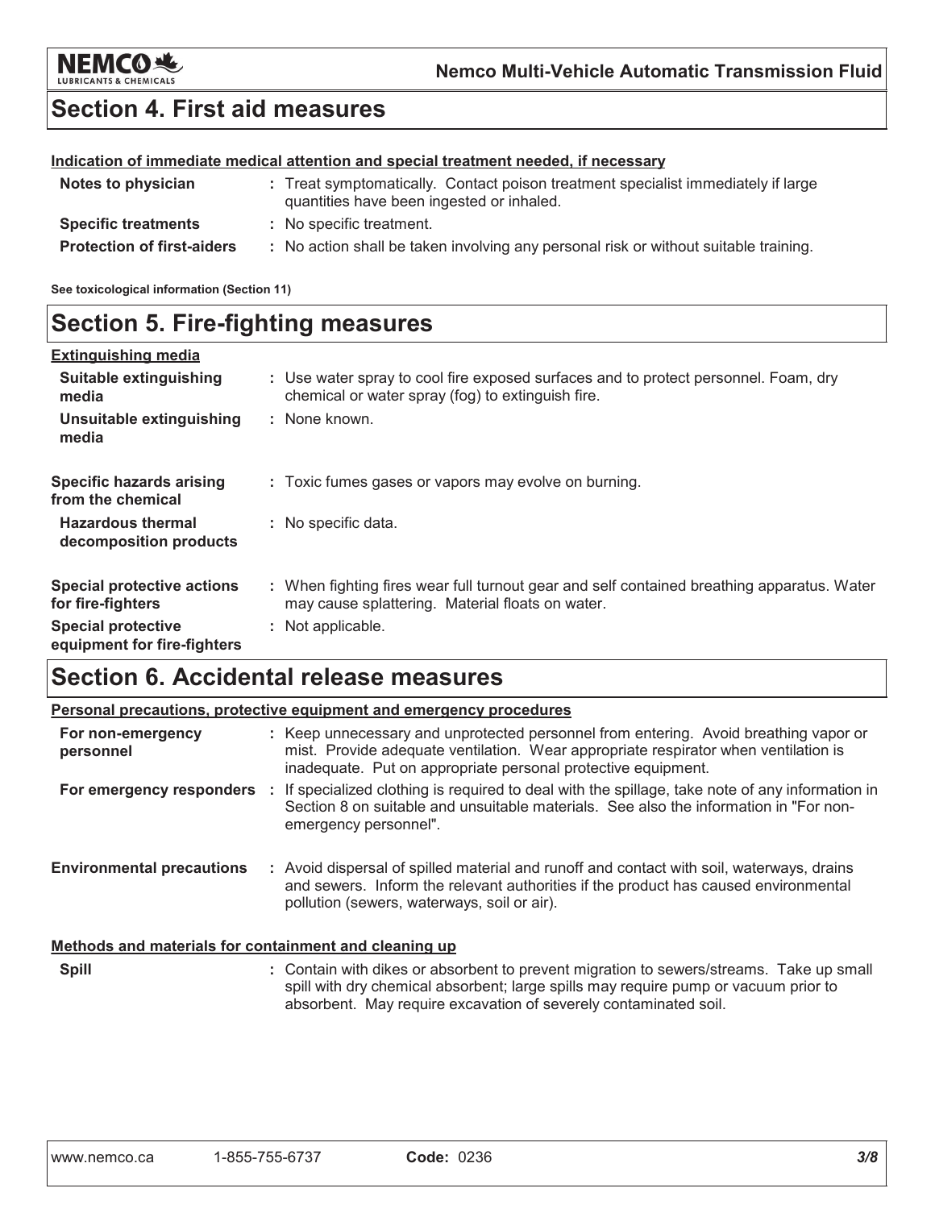## Section 4. First aid measures

**Indication of immediate medical attention and special treatment needed, if necessary**

| | |
|---|---|
| **Notes to physician** | : Treat symptomatically. Contact poison treatment specialist immediately if large quantities have been ingested or inhaled. |
| **Specific treatments** | : No specific treatment. |
| **Protection of first-aiders** | : No action shall be taken involving any personal risk or without suitable training. |

**See toxicological information (Section 11)**

## Section 5. Fire-fighting measures

**Extinguishing media**

| | |
|---|---|
| **Suitable extinguishing media** | : Use water spray to cool fire exposed surfaces and to protect personnel. Foam, dry chemical or water spray (fog) to extinguish fire. |
| **Unsuitable extinguishing media** | : None known. |
| **Specific hazards arising from the chemical** | : Toxic fumes gases or vapors may evolve on burning. |
| **Hazardous thermal decomposition products** | : No specific data. |
| **Special protective actions for fire-fighters** | : When fighting fires wear full turnout gear and self contained breathing apparatus. Water may cause splattering. Material floats on water. |
| **Special protective equipment for fire-fighters** | : Not applicable. |

## Section 6. Accidental release measures

**Personal precautions, protective equipment and emergency procedures**

| | |
|---|---|
| **For non-emergency personnel** | : Keep unnecessary and unprotected personnel from entering. Avoid breathing vapor or mist. Provide adequate ventilation. Wear appropriate respirator when ventilation is inadequate. Put on appropriate personal protective equipment. |
| **For emergency responders** | : If specialized clothing is required to deal with the spillage, take note of any information in Section 8 on suitable and unsuitable materials. See also the information in "For non-emergency personnel". |
| **Environmental precautions** | : Avoid dispersal of spilled material and runoff and contact with soil, waterways, drains and sewers. Inform the relevant authorities if the product has caused environmental pollution (sewers, waterways, soil or air). |

**Methods and materials for containment and cleaning up**

| | |
|---|---|
| **Spill** | : Contain with dikes or absorbent to prevent migration to sewers/streams. Take up small spill with dry chemical absorbent; large spills may require pump or vacuum prior to absorbent. May require excavation of severely contaminated soil. |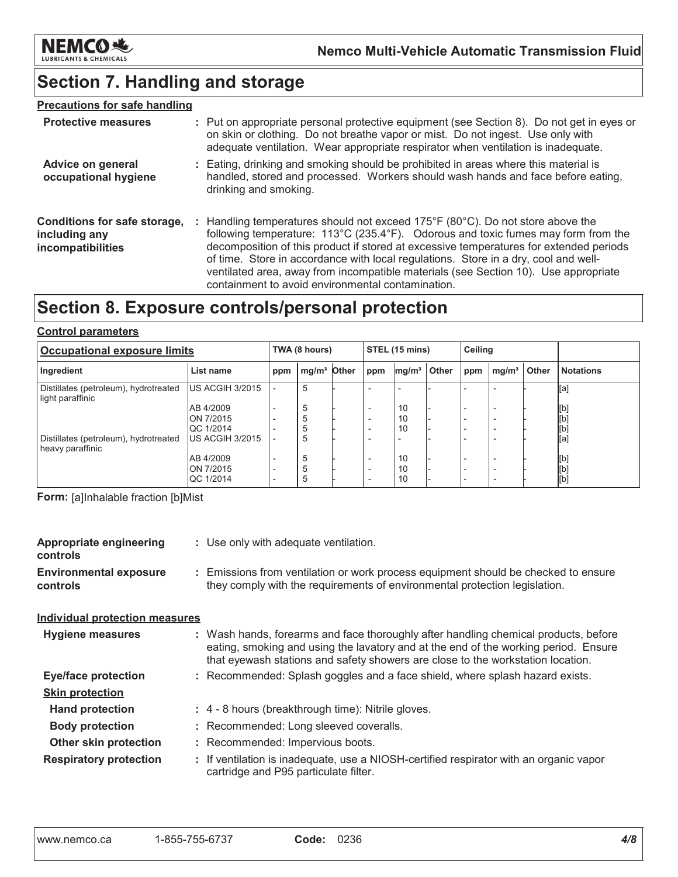## Section 7. Handling and storage

**Precautions for safe handling**

**Protective measures** : Put on appropriate personal protective equipment (see Section 8). Do not get in eyes or on skin or clothing. Do not breathe vapor or mist. Do not ingest. Use only with adequate ventilation. Wear appropriate respirator when ventilation is inadequate.

**Advice on general occupational hygiene** : Eating, drinking and smoking should be prohibited in areas where this material is handled, stored and processed. Workers should wash hands and face before eating, drinking and smoking.

**Conditions for safe storage, including any incompatibilities** : Handling temperatures should not exceed 175°F (80°C). Do not store above the following temperature: 113°C (235.4°F). Odorous and toxic fumes may form from the decomposition of this product if stored at excessive temperatures for extended periods of time. Store in accordance with local regulations. Store in a dry, cool and well-ventilated area, away from incompatible materials (see Section 10). Use appropriate containment to avoid environmental contamination.

## Section 8. Exposure controls/personal protection

**Control parameters**

| Occupational exposure limits | | TWA (8 hours) | | | STEL (15 mins) | | | Ceiling | | | |
|---|---|---|---|---|---|---|---|---|---|---|---|
| Ingredient | List name | ppm | mg/m³ | Other | ppm | mg/m³ | Other | ppm | mg/m³ | Other | Notations |
| Distillates (petroleum), hydrotreated light paraffinic | US ACGIH 3/2015 | - | 5 | - | - | - | - | - | - | - | [a] |
| | AB 4/2009 | - | 5 | - | - | 10 | - | - | - | - | [b] |
| | ON 7/2015 | - | 5 | - | - | 10 | - | - | - | - | [b] |
| | QC 1/2014 | - | 5 | - | - | 10 | - | - | - | - | [b] |
| Distillates (petroleum), hydrotreated heavy paraffinic | US ACGIH 3/2015 | - | 5 | - | - | - | - | - | - | - | [a] |
| | AB 4/2009 | - | 5 | - | - | 10 | - | - | - | - | [b] |
| | ON 7/2015 | - | 5 | - | - | 10 | - | - | - | - | [b] |
| | QC 1/2014 | - | 5 | - | - | 10 | - | - | - | - | [b] |

**Form:** [a]Inhalable fraction [b]Mist

**Appropriate engineering controls** : Use only with adequate ventilation.

**Environmental exposure controls** : Emissions from ventilation or work process equipment should be checked to ensure they comply with the requirements of environmental protection legislation.

**Individual protection measures**

**Hygiene measures** : Wash hands, forearms and face thoroughly after handling chemical products, before eating, smoking and using the lavatory and at the end of the working period. Ensure that eyewash stations and safety showers are close to the workstation location.

**Eye/face protection** : Recommended: Splash goggles and a face shield, where splash hazard exists.

**Skin protection**

**Hand protection** : 4 - 8 hours (breakthrough time): Nitrile gloves.

**Body protection** : Recommended: Long sleeved coveralls.

**Other skin protection** : Recommended: Impervious boots.

**Respiratory protection** : If ventilation is inadequate, use a NIOSH-certified respirator with an organic vapor cartridge and P95 particulate filter.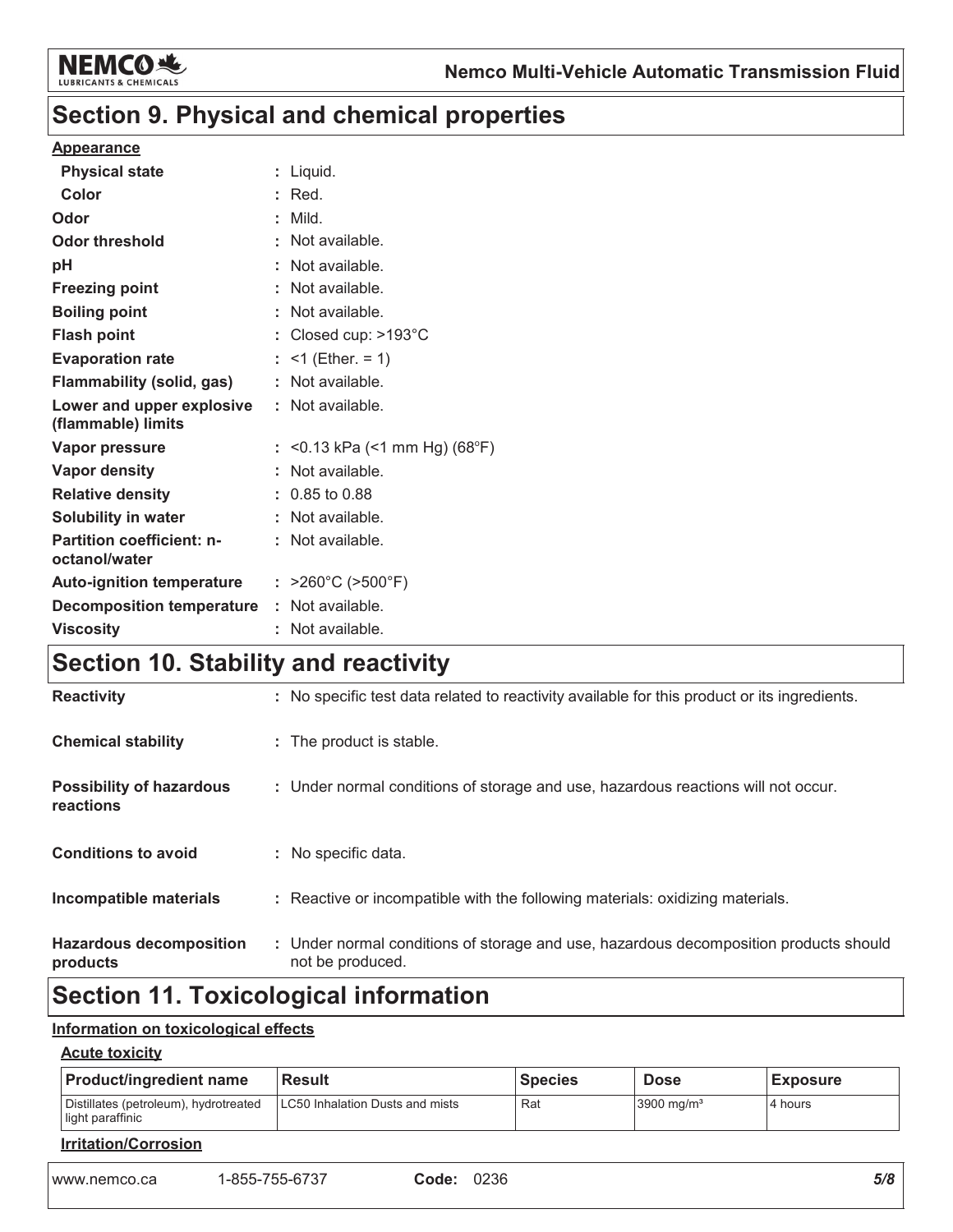# Section 9. Physical and chemical properties

**Appearance**

| | |
|---|---|
| **Physical state** | : Liquid. |
| **Color** | : Red. |
| **Odor** | : Mild. |
| **Odor threshold** | : Not available. |
| **pH** | : Not available. |
| **Freezing point** | : Not available. |
| **Boiling point** | : Not available. |
| **Flash point** | : Closed cup: >193°C |
| **Evaporation rate** | : <1 (Ether. = 1) |
| **Flammability (solid, gas)** | : Not available. |
| **Lower and upper explosive (flammable) limits** | : Not available. |
| **Vapor pressure** | : <0.13 kPa (<1 mm Hg) (68°F) |
| **Vapor density** | : Not available. |
| **Relative density** | : 0.85 to 0.88 |
| **Solubility in water** | : Not available. |
| **Partition coefficient: n-octanol/water** | : Not available. |
| **Auto-ignition temperature** | : >260°C (>500°F) |
| **Decomposition temperature** | : Not available. |
| **Viscosity** | : Not available. |

# Section 10. Stability and reactivity

| | |
|---|---|
| **Reactivity** | : No specific test data related to reactivity available for this product or its ingredients. |
| **Chemical stability** | : The product is stable. |
| **Possibility of hazardous reactions** | : Under normal conditions of storage and use, hazardous reactions will not occur. |
| **Conditions to avoid** | : No specific data. |
| **Incompatible materials** | : Reactive or incompatible with the following materials: oxidizing materials. |
| **Hazardous decomposition products** | : Under normal conditions of storage and use, hazardous decomposition products should not be produced. |

# Section 11. Toxicological information

**Information on toxicological effects**

**Acute toxicity**

| Product/ingredient name | Result | Species | Dose | Exposure |
|---|---|---|---|---|
| Distillates (petroleum), hydrotreated light paraffinic | LC50 Inhalation Dusts and mists | Rat | 3900 mg/m³ | 4 hours |

**Irritation/Corrosion**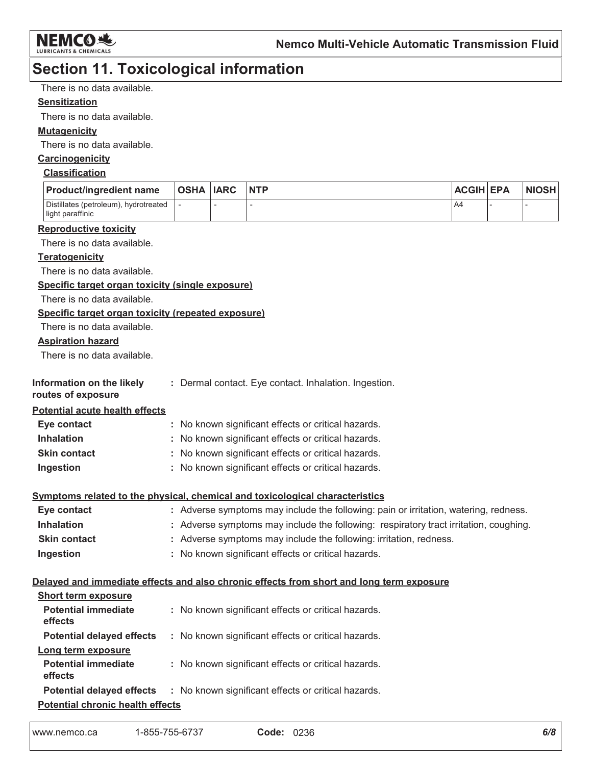## Section 11. Toxicological information

There is no data available.

**Sensitization**

There is no data available.

**Mutagenicity**

There is no data available.

**Carcinogenicity**

**Classification**

| Product/ingredient name | OSHA | IARC | NTP | ACGIH | EPA | NIOSH |
|---|---|---|---|---|---|---|
| Distillates (petroleum), hydrotreated light paraffinic | - | - | - | A4 | - | - |

**Reproductive toxicity**

There is no data available.

**Teratogenicity**

There is no data available.

**Specific target organ toxicity (single exposure)**

There is no data available.

**Specific target organ toxicity (repeated exposure)**

There is no data available.

**Aspiration hazard**

There is no data available.

**Information on the likely routes of exposure** : Dermal contact. Eye contact. Inhalation. Ingestion.

**Potential acute health effects**

**Eye contact** : No known significant effects or critical hazards.

**Inhalation** : No known significant effects or critical hazards.

**Skin contact** : No known significant effects or critical hazards.

**Ingestion** : No known significant effects or critical hazards.

**Symptoms related to the physical, chemical and toxicological characteristics**

**Eye contact** : Adverse symptoms may include the following: pain or irritation, watering, redness.

**Inhalation** : Adverse symptoms may include the following: respiratory tract irritation, coughing.

**Skin contact** : Adverse symptoms may include the following: irritation, redness.

**Ingestion** : No known significant effects or critical hazards.

**Delayed and immediate effects and also chronic effects from short and long term exposure**

**Short term exposure**

**Potential immediate effects** : No known significant effects or critical hazards.

**Potential delayed effects** : No known significant effects or critical hazards.

**Long term exposure**

**Potential immediate effects** : No known significant effects or critical hazards.

**Potential delayed effects** : No known significant effects or critical hazards.

**Potential chronic health effects**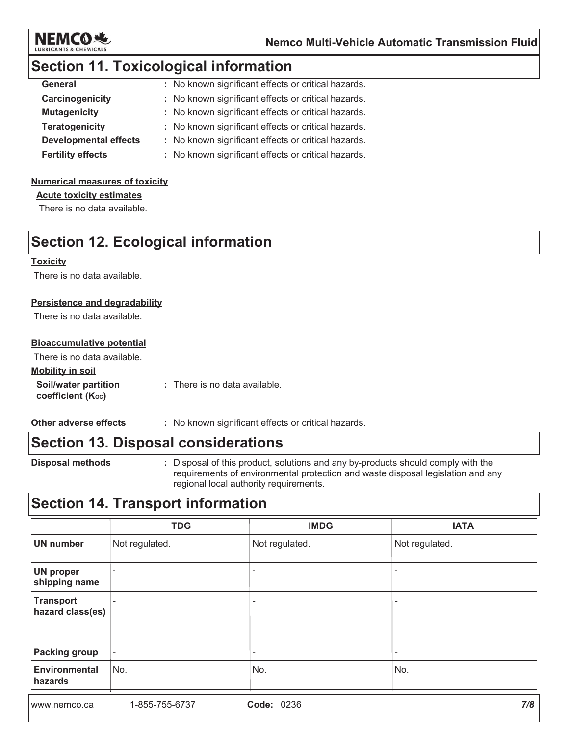## Section 11. Toxicological information

**General** : No known significant effects or critical hazards.
**Carcinogenicity** : No known significant effects or critical hazards.
**Mutagenicity** : No known significant effects or critical hazards.
**Teratogenicity** : No known significant effects or critical hazards.
**Developmental effects** : No known significant effects or critical hazards.
**Fertility effects** : No known significant effects or critical hazards.

**Numerical measures of toxicity**

**Acute toxicity estimates**

There is no data available.

## Section 12. Ecological information

**Toxicity**

There is no data available.

**Persistence and degradability**

There is no data available.

**Bioaccumulative potential**

There is no data available.

**Mobility in soil**

**Soil/water partition coefficient ($K_{OC}$)** : There is no data available.

**Other adverse effects** : No known significant effects or critical hazards.

## Section 13. Disposal considerations

**Disposal methods** : Disposal of this product, solutions and any by-products should comply with the requirements of environmental protection and waste disposal legislation and any regional local authority requirements.

## Section 14. Transport information

| | TDG | IMDG | IATA |
|---|---|---|---|
| **UN number** | Not regulated. | Not regulated. | Not regulated. |
| **UN proper shipping name** | - | - | - |
| **Transport hazard class(es)** | - | - | - |
| **Packing group** | - | - | - |
| **Environmental hazards** | No. | No. | No. |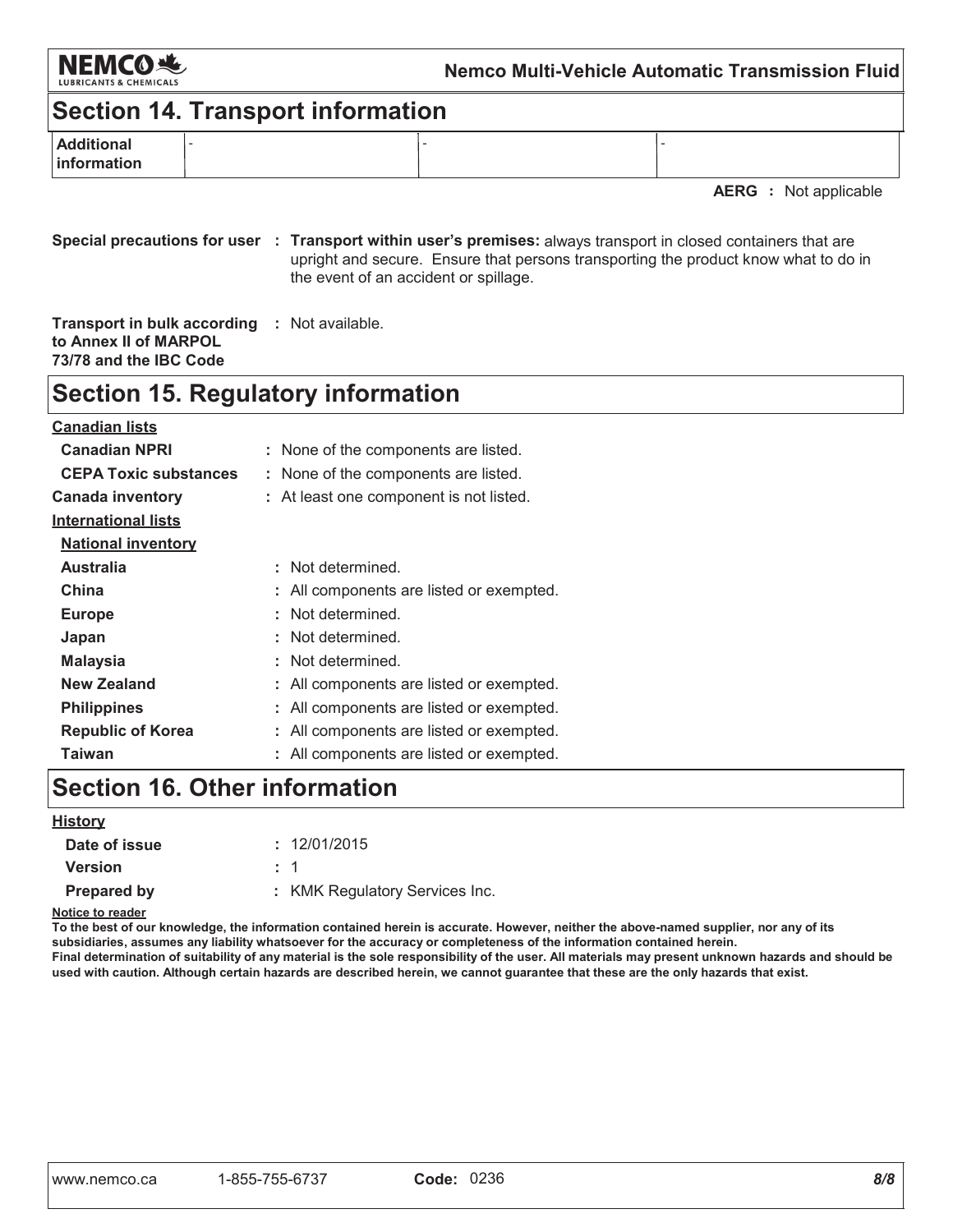## Section 14. Transport information

| | | | |
|---|---|---|---|
| **Additional information** | - | - | - |

**AERG :** Not applicable

**Special precautions for user :** **Transport within user's premises:** always transport in closed containers that are upright and secure. Ensure that persons transporting the product know what to do in the event of an accident or spillage.

**Transport in bulk according to Annex II of MARPOL 73/78 and the IBC Code :** Not available.

## Section 15. Regulatory information

**Canadian lists**

**Canadian NPRI :** None of the components are listed.

**CEPA Toxic substances :** None of the components are listed.

**Canada inventory :** At least one component is not listed.

**International lists**

**National inventory**

**Australia :** Not determined.

**China :** All components are listed or exempted.

**Europe :** Not determined.

**Japan :** Not determined.

**Malaysia :** Not determined.

**New Zealand :** All components are listed or exempted.

**Philippines :** All components are listed or exempted.

**Republic of Korea :** All components are listed or exempted.

**Taiwan :** All components are listed or exempted.

## Section 16. Other information

**History**

**Date of issue :** 12/01/2015

**Version :** 1

**Prepared by :** KMK Regulatory Services Inc.

**Notice to reader**

**To the best of our knowledge, the information contained herein is accurate. However, neither the above-named supplier, nor any of its subsidiaries, assumes any liability whatsoever for the accuracy or completeness of the information contained herein.**
**Final determination of suitability of any material is the sole responsibility of the user. All materials may present unknown hazards and should be used with caution. Although certain hazards are described herein, we cannot guarantee that these are the only hazards that exist.**